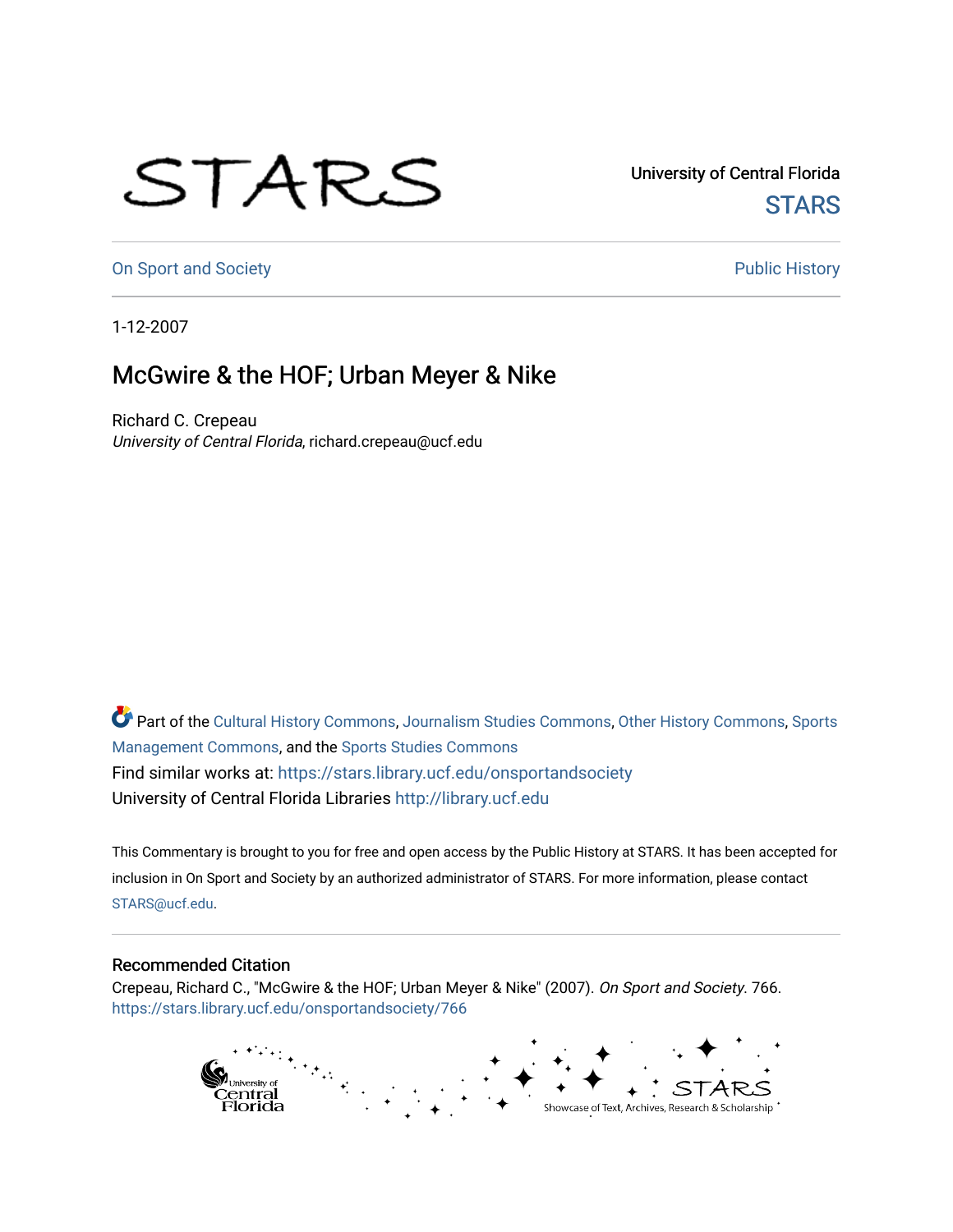University of Central Florida

STARS

On Sport and Society

Public History

1-12-2007

# McGwire & the HOF; Urban Meyer & Nike

Richard C. Crepeau

*University of Central Florida*, richard.crepeau@ucf.edu

Part of the Cultural History Commons, Journalism Studies Commons, Other History Commons, Sports Management Commons, and the Sports Studies Commons

Find similar works at: https://stars.library.ucf.edu/onsportandsociety

University of Central Florida Libraries http://library.ucf.edu

This Commentary is brought to you for free and open access by the Public History at STARS. It has been accepted for inclusion in On Sport and Society by an authorized administrator of STARS. For more information, please contact STARS@ucf.edu.

## Recommended Citation

Crepeau, Richard C., "McGwire & the HOF; Urban Meyer & Nike" (2007). *On Sport and Society*. 766.
https://stars.library.ucf.edu/onsportandsociety/766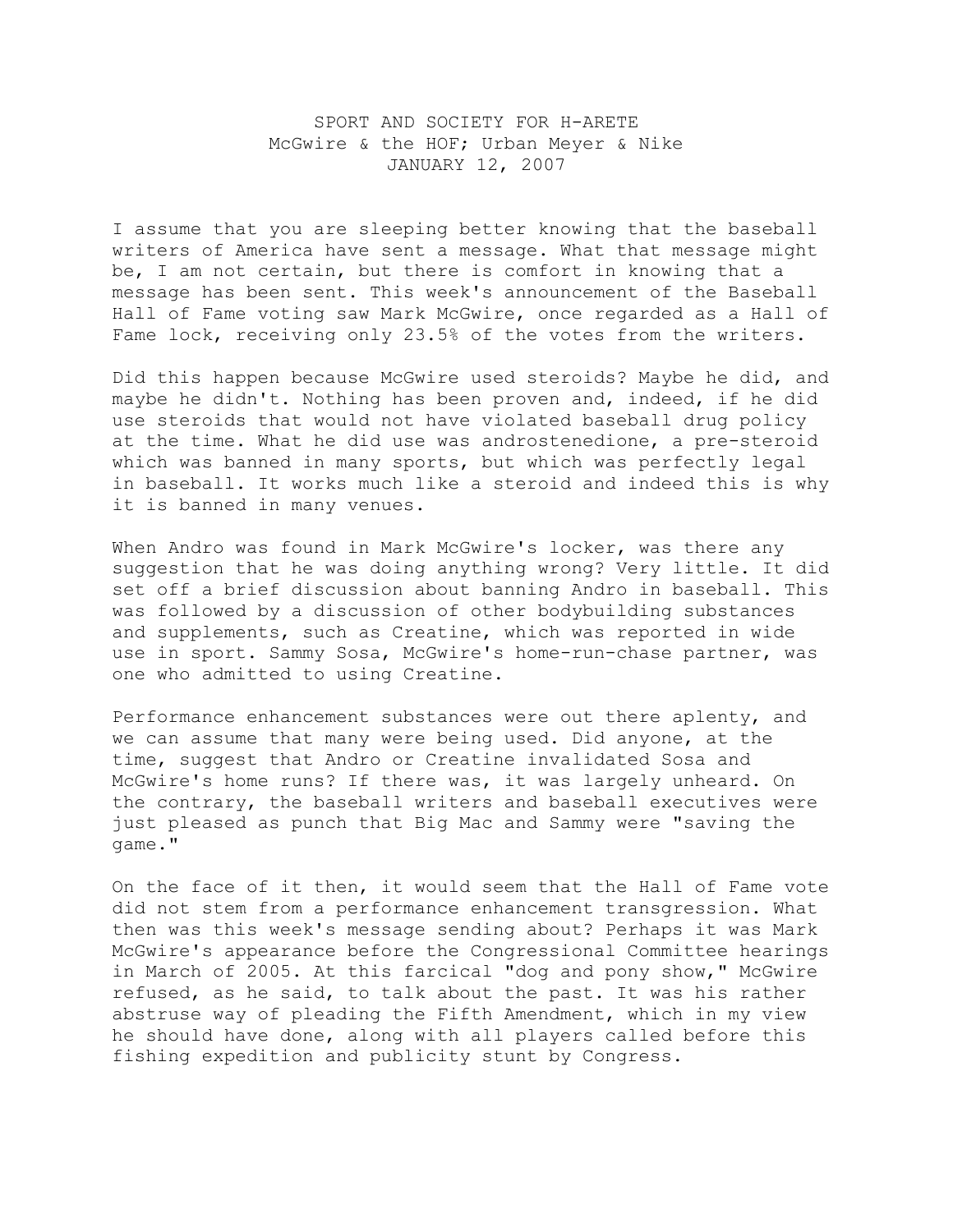SPORT AND SOCIETY FOR H-ARETE
McGwire & the HOF; Urban Meyer & Nike
JANUARY 12, 2007

I assume that you are sleeping better knowing that the baseball writers of America have sent a message. What that message might be, I am not certain, but there is comfort in knowing that a message has been sent. This week's announcement of the Baseball Hall of Fame voting saw Mark McGwire, once regarded as a Hall of Fame lock, receiving only 23.5% of the votes from the writers.

Did this happen because McGwire used steroids? Maybe he did, and maybe he didn't. Nothing has been proven and, indeed, if he did use steroids that would not have violated baseball drug policy at the time. What he did use was androstenedione, a pre-steroid which was banned in many sports, but which was perfectly legal in baseball. It works much like a steroid and indeed this is why it is banned in many venues.

When Andro was found in Mark McGwire's locker, was there any suggestion that he was doing anything wrong? Very little. It did set off a brief discussion about banning Andro in baseball. This was followed by a discussion of other bodybuilding substances and supplements, such as Creatine, which was reported in wide use in sport. Sammy Sosa, McGwire's home-run-chase partner, was one who admitted to using Creatine.

Performance enhancement substances were out there aplenty, and we can assume that many were being used. Did anyone, at the time, suggest that Andro or Creatine invalidated Sosa and McGwire's home runs? If there was, it was largely unheard. On the contrary, the baseball writers and baseball executives were just pleased as punch that Big Mac and Sammy were "saving the game."

On the face of it then, it would seem that the Hall of Fame vote did not stem from a performance enhancement transgression. What then was this week's message sending about? Perhaps it was Mark McGwire's appearance before the Congressional Committee hearings in March of 2005. At this farcical "dog and pony show," McGwire refused, as he said, to talk about the past. It was his rather abstruse way of pleading the Fifth Amendment, which in my view he should have done, along with all players called before this fishing expedition and publicity stunt by Congress.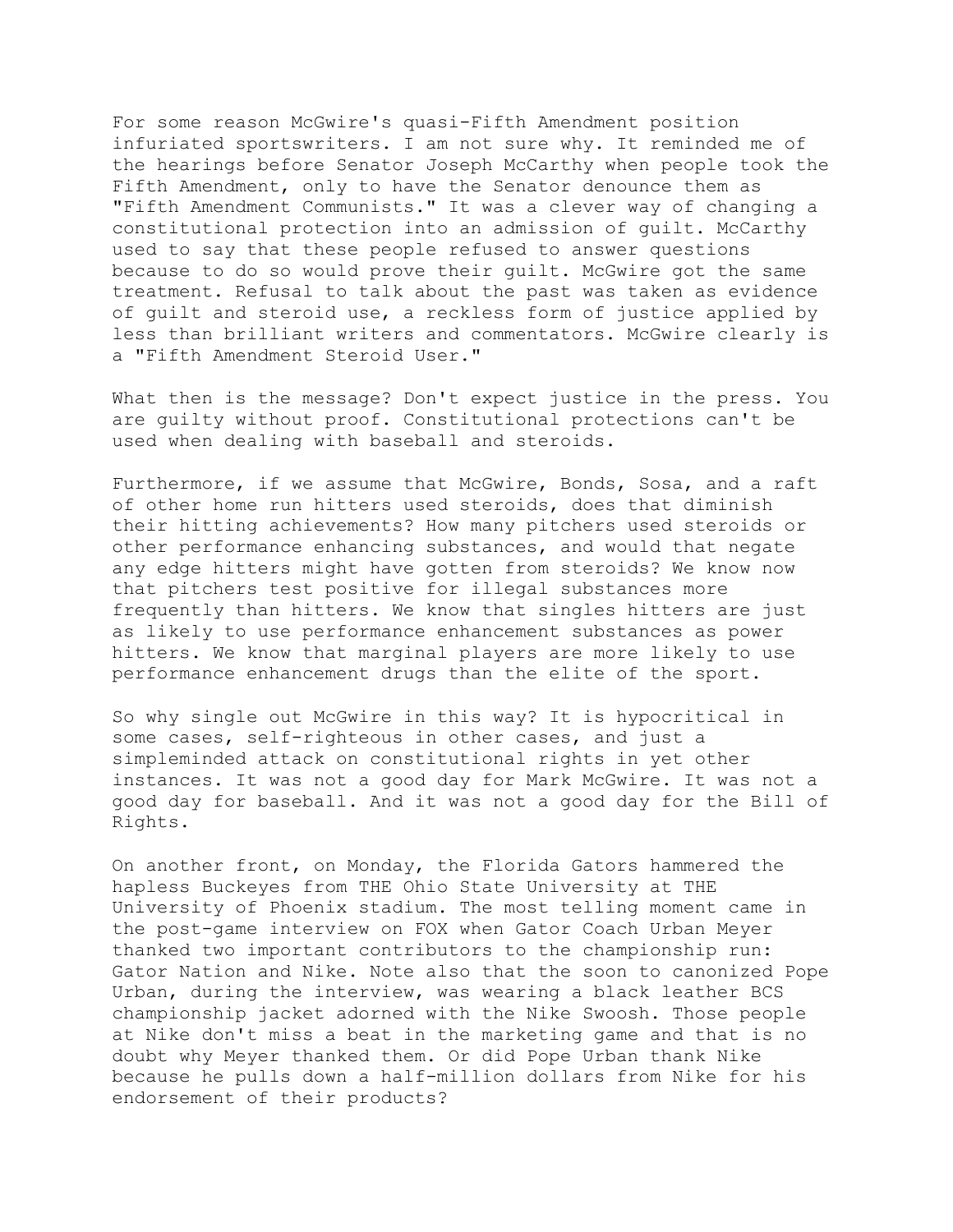For some reason McGwire's quasi-Fifth Amendment position infuriated sportswriters. I am not sure why. It reminded me of the hearings before Senator Joseph McCarthy when people took the Fifth Amendment, only to have the Senator denounce them as "Fifth Amendment Communists." It was a clever way of changing a constitutional protection into an admission of guilt. McCarthy used to say that these people refused to answer questions because to do so would prove their guilt. McGwire got the same treatment. Refusal to talk about the past was taken as evidence of guilt and steroid use, a reckless form of justice applied by less than brilliant writers and commentators. McGwire clearly is a "Fifth Amendment Steroid User."

What then is the message? Don't expect justice in the press. You are guilty without proof. Constitutional protections can't be used when dealing with baseball and steroids.

Furthermore, if we assume that McGwire, Bonds, Sosa, and a raft of other home run hitters used steroids, does that diminish their hitting achievements? How many pitchers used steroids or other performance enhancing substances, and would that negate any edge hitters might have gotten from steroids? We know now that pitchers test positive for illegal substances more frequently than hitters. We know that singles hitters are just as likely to use performance enhancement substances as power hitters. We know that marginal players are more likely to use performance enhancement drugs than the elite of the sport.

So why single out McGwire in this way? It is hypocritical in some cases, self-righteous in other cases, and just a simpleminded attack on constitutional rights in yet other instances. It was not a good day for Mark McGwire. It was not a good day for baseball. And it was not a good day for the Bill of Rights.

On another front, on Monday, the Florida Gators hammered the hapless Buckeyes from THE Ohio State University at THE University of Phoenix stadium. The most telling moment came in the post-game interview on FOX when Gator Coach Urban Meyer thanked two important contributors to the championship run: Gator Nation and Nike. Note also that the soon to canonized Pope Urban, during the interview, was wearing a black leather BCS championship jacket adorned with the Nike Swoosh. Those people at Nike don't miss a beat in the marketing game and that is no doubt why Meyer thanked them. Or did Pope Urban thank Nike because he pulls down a half-million dollars from Nike for his endorsement of their products?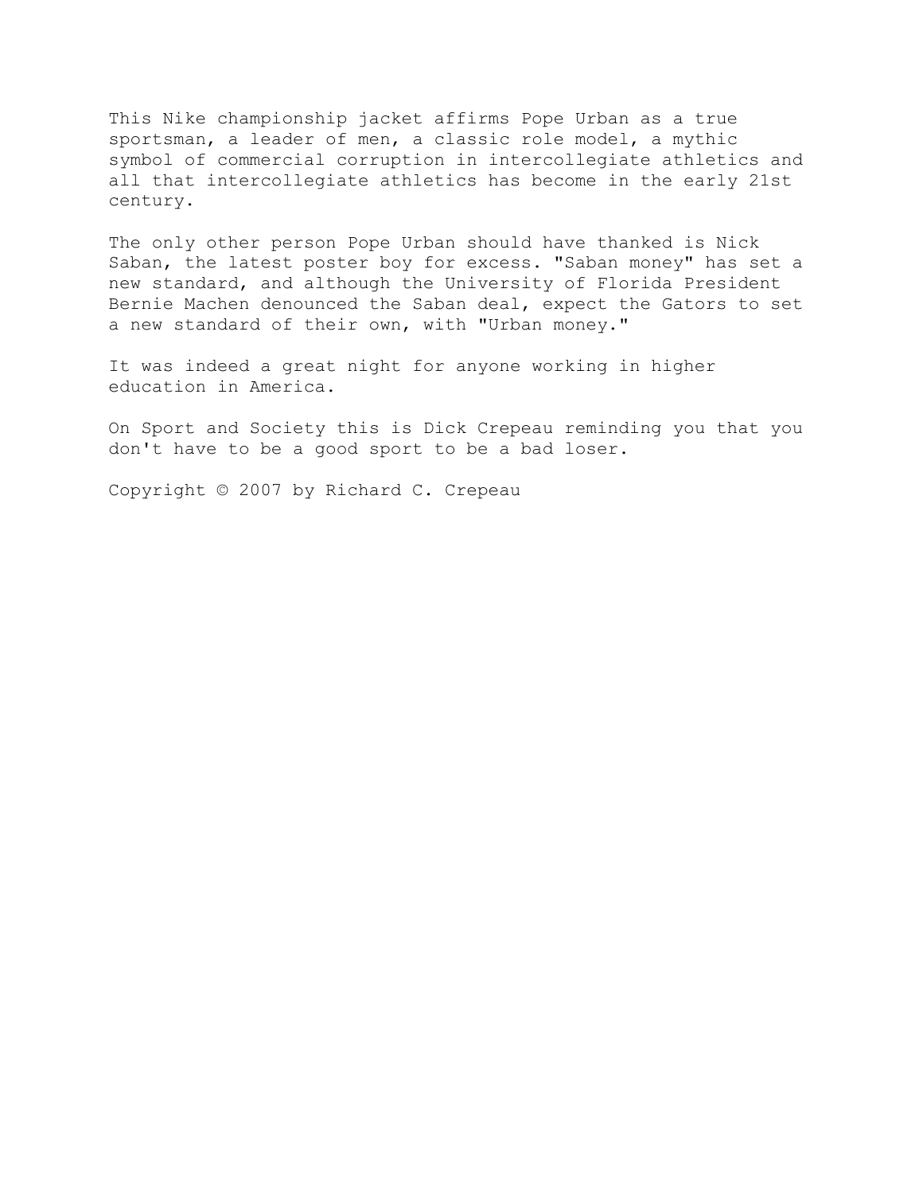This Nike championship jacket affirms Pope Urban as a true sportsman, a leader of men, a classic role model, a mythic symbol of commercial corruption in intercollegiate athletics and all that intercollegiate athletics has become in the early 21st century.

The only other person Pope Urban should have thanked is Nick Saban, the latest poster boy for excess. "Saban money" has set a new standard, and although the University of Florida President Bernie Machen denounced the Saban deal, expect the Gators to set a new standard of their own, with "Urban money."

It was indeed a great night for anyone working in higher education in America.

On Sport and Society this is Dick Crepeau reminding you that you don't have to be a good sport to be a bad loser.

Copyright © 2007 by Richard C. Crepeau